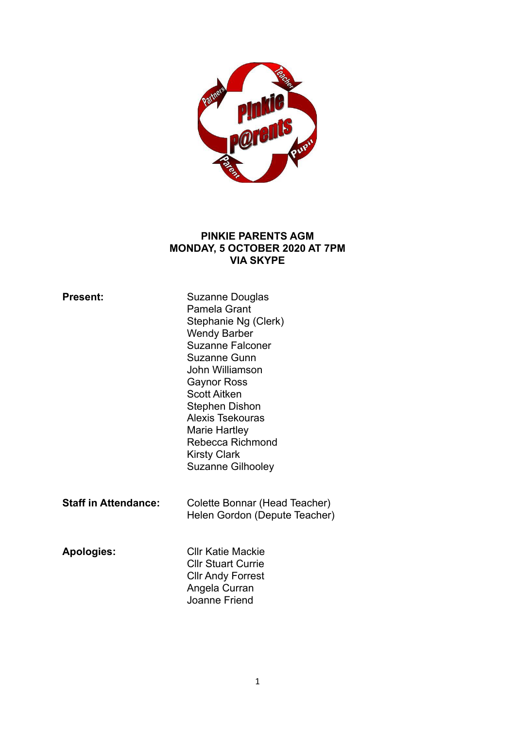# PINKIE PARENTS AGM
## MONDAY, 5 OCTOBER 2020 AT 7PM
## VIA SKYPE

| | |
|---|---|
| **Present:** | Suzanne Douglas<br>Pamela Grant<br>Stephanie Ng (Clerk)<br>Wendy Barber<br>Suzanne Falconer<br>Suzanne Gunn<br>John Williamson<br>Gaynor Ross<br>Scott Aitken<br>Stephen Dishon<br>Alexis Tsekouras<br>Marie Hartley<br>Rebecca Richmond<br>Kirsty Clark<br>Suzanne Gilhooley |
| **Staff in Attendance:** | Colette Bonnar (Head Teacher)<br>Helen Gordon (Depute Teacher) |
| **Apologies:** | Cllr Katie Mackie<br>Cllr Stuart Currie<br>Cllr Andy Forrest<br>Angela Curran<br>Joanne Friend |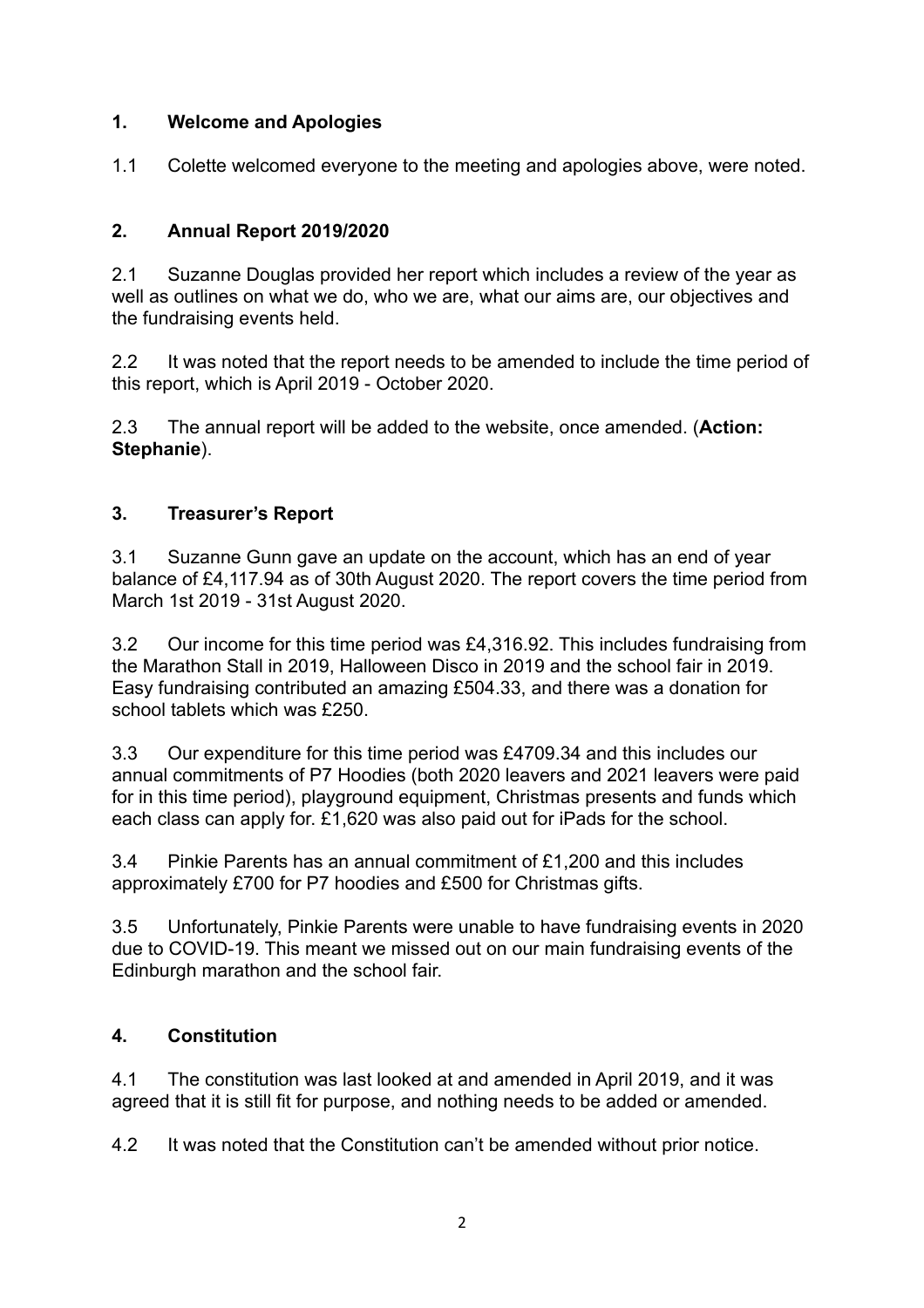## 1. Welcome and Apologies

1.1 Colette welcomed everyone to the meeting and apologies above, were noted.

## 2. Annual Report 2019/2020

2.1 Suzanne Douglas provided her report which includes a review of the year as well as outlines on what we do, who we are, what our aims are, our objectives and the fundraising events held.

2.2 It was noted that the report needs to be amended to include the time period of this report, which is April 2019 - October 2020.

2.3 The annual report will be added to the website, once amended. (**Action: Stephanie**).

## 3. Treasurer's Report

3.1 Suzanne Gunn gave an update on the account, which has an end of year balance of £4,117.94 as of 30th August 2020. The report covers the time period from March 1st 2019 - 31st August 2020.

3.2 Our income for this time period was £4,316.92. This includes fundraising from the Marathon Stall in 2019, Halloween Disco in 2019 and the school fair in 2019. Easy fundraising contributed an amazing £504.33, and there was a donation for school tablets which was £250.

3.3 Our expenditure for this time period was £4709.34 and this includes our annual commitments of P7 Hoodies (both 2020 leavers and 2021 leavers were paid for in this time period), playground equipment, Christmas presents and funds which each class can apply for. £1,620 was also paid out for iPads for the school.

3.4 Pinkie Parents has an annual commitment of £1,200 and this includes approximately £700 for P7 hoodies and £500 for Christmas gifts.

3.5 Unfortunately, Pinkie Parents were unable to have fundraising events in 2020 due to COVID-19. This meant we missed out on our main fundraising events of the Edinburgh marathon and the school fair.

## 4. Constitution

4.1 The constitution was last looked at and amended in April 2019, and it was agreed that it is still fit for purpose, and nothing needs to be added or amended.

4.2 It was noted that the Constitution can't be amended without prior notice.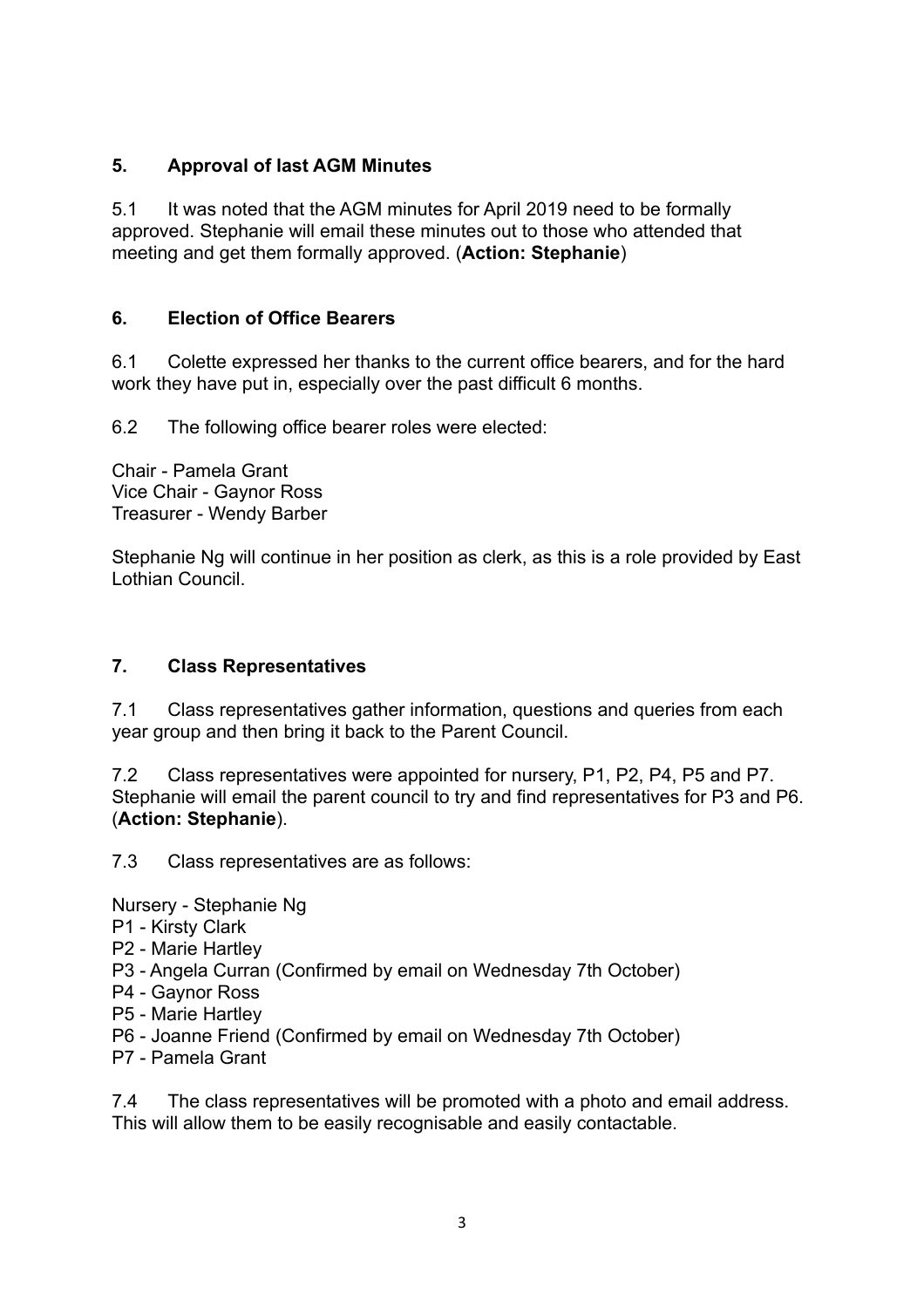## 5. Approval of last AGM Minutes

5.1 It was noted that the AGM minutes for April 2019 need to be formally approved. Stephanie will email these minutes out to those who attended that meeting and get them formally approved. (**Action: Stephanie**)

## 6. Election of Office Bearers

6.1 Colette expressed her thanks to the current office bearers, and for the hard work they have put in, especially over the past difficult 6 months.

6.2 The following office bearer roles were elected:

Chair - Pamela Grant
Vice Chair - Gaynor Ross
Treasurer - Wendy Barber

Stephanie Ng will continue in her position as clerk, as this is a role provided by East Lothian Council.

## 7. Class Representatives

7.1 Class representatives gather information, questions and queries from each year group and then bring it back to the Parent Council.

7.2 Class representatives were appointed for nursery, P1, P2, P4, P5 and P7. Stephanie will email the parent council to try and find representatives for P3 and P6. (**Action: Stephanie**).

7.3 Class representatives are as follows:

Nursery - Stephanie Ng
P1 - Kirsty Clark
P2 - Marie Hartley
P3 - Angela Curran (Confirmed by email on Wednesday 7th October)
P4 - Gaynor Ross
P5 - Marie Hartley
P6 - Joanne Friend (Confirmed by email on Wednesday 7th October)
P7 - Pamela Grant

7.4 The class representatives will be promoted with a photo and email address. This will allow them to be easily recognisable and easily contactable.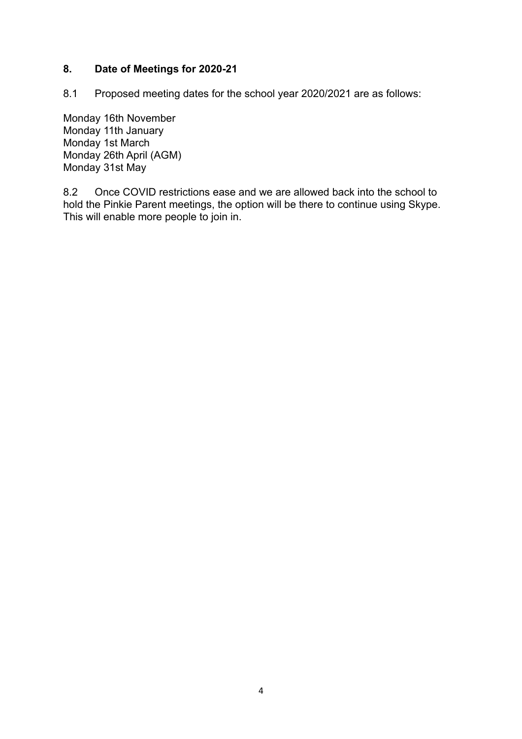## 8. Date of Meetings for 2020-21

8.1 Proposed meeting dates for the school year 2020/2021 are as follows:

Monday 16th November
Monday 11th January
Monday 1st March
Monday 26th April (AGM)
Monday 31st May

8.2 Once COVID restrictions ease and we are allowed back into the school to hold the Pinkie Parent meetings, the option will be there to continue using Skype. This will enable more people to join in.